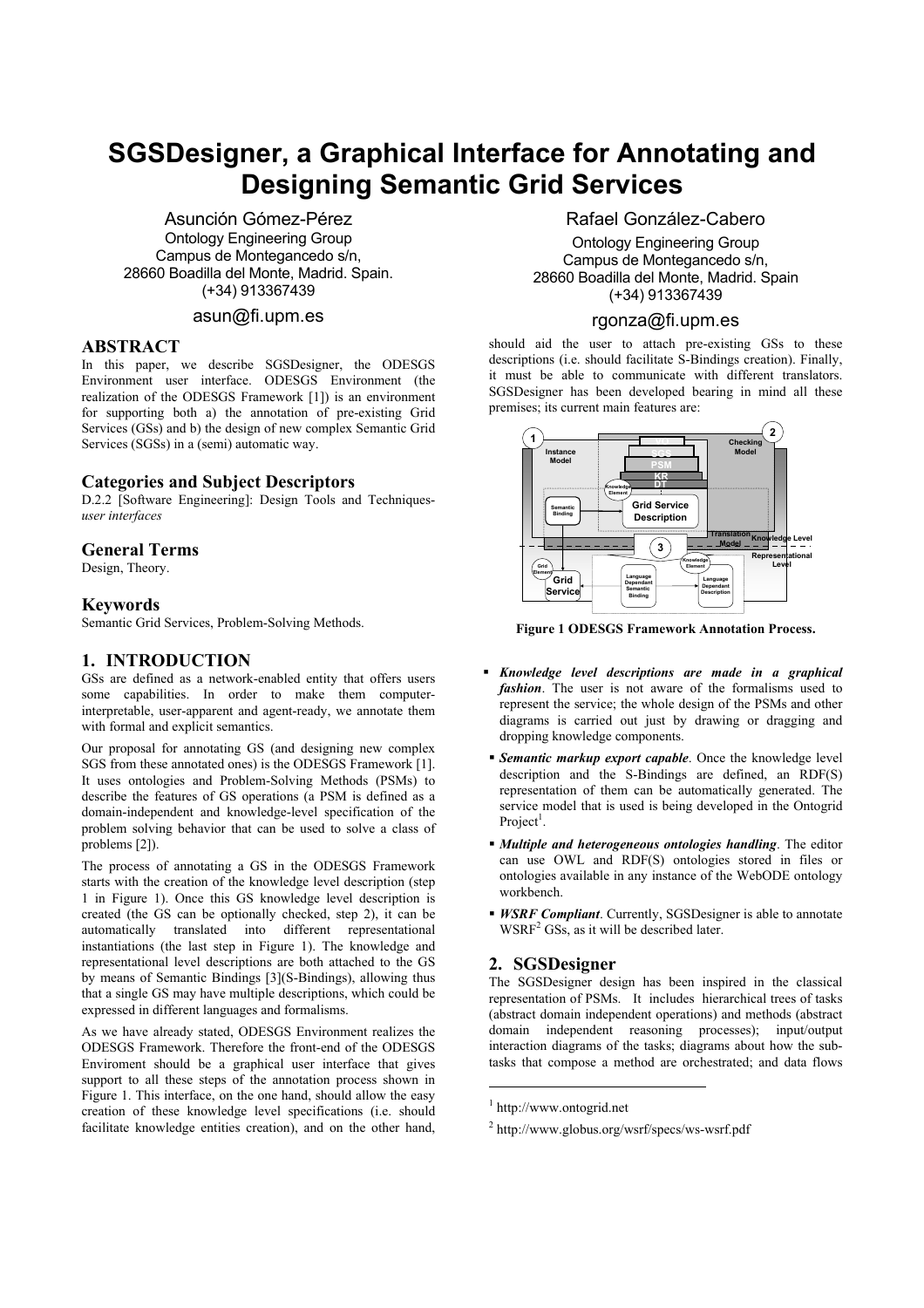# SGSDesigner, a Graphical Interface for Annotating and Designing Semantic Grid Services

Asunción Gómez-Pérez
Ontology Engineering Group
Campus de Montegancedo s/n,
28660 Boadilla del Monte, Madrid. Spain.
(+34) 913367439
asun@fi.upm.es

Rafael González-Cabero
Ontology Engineering Group
Campus de Montegancedo s/n,
28660 Boadilla del Monte, Madrid. Spain
(+34) 913367439
rgonza@fi.upm.es

## ABSTRACT

In this paper, we describe SGSDesigner, the ODESGS Environment user interface. ODESGS Environment (the realization of the ODESGS Framework [1]) is an environment for supporting both a) the annotation of pre-existing Grid Services (GSs) and b) the design of new complex Semantic Grid Services (SGSs) in a (semi) automatic way.

## Categories and Subject Descriptors

D.2.2 [Software Engineering]: Design Tools and Techniques-*user interfaces*

## General Terms

Design, Theory.

## Keywords

Semantic Grid Services, Problem-Solving Methods.

## 1. INTRODUCTION

GSs are defined as a network-enabled entity that offers users some capabilities. In order to make them computer-interpretable, user-apparent and agent-ready, we annotate them with formal and explicit semantics.

Our proposal for annotating GS (and designing new complex SGS from these annotated ones) is the ODESGS Framework [1]. It uses ontologies and Problem-Solving Methods (PSMs) to describe the features of GS operations (a PSM is defined as a domain-independent and knowledge-level specification of the problem solving behavior that can be used to solve a class of problems [2]).

The process of annotating a GS in the ODESGS Framework starts with the creation of the knowledge level description (step 1 in Figure 1). Once this GS knowledge level description is created (the GS can be optionally checked, step 2), it can be automatically translated into different representational instantiations (the last step in Figure 1). The knowledge and representational level descriptions are both attached to the GS by means of Semantic Bindings [3](S-Bindings), allowing thus that a single GS may have multiple descriptions, which could be expressed in different languages and formalisms.

As we have already stated, ODESGS Environment realizes the ODESGS Framework. Therefore the front-end of the ODESGS Enviroment should be a graphical user interface that gives support to all these steps of the annotation process shown in Figure 1. This interface, on the one hand, should allow the easy creation of these knowledge level specifications (i.e. should facilitate knowledge entities creation), and on the other hand, should aid the user to attach pre-existing GSs to these descriptions (i.e. should facilitate S-Bindings creation). Finally, it must be able to communicate with different translators. SGSDesigner has been developed bearing in mind all these premises; its current main features are:

**Figure 1 ODESGS Framework Annotation Process.**

- ***Knowledge level descriptions are made in a graphical fashion***. The user is not aware of the formalisms used to represent the service; the whole design of the PSMs and other diagrams is carried out just by drawing or dragging and dropping knowledge components.
- ***Semantic markup export capable***. Once the knowledge level description and the S-Bindings are defined, an RDF(S) representation of them can be automatically generated. The service model that is used is being developed in the Ontogrid Project[1].
- ***Multiple and heterogeneous ontologies handling***. The editor can use OWL and RDF(S) ontologies stored in files or ontologies available in any instance of the WebODE ontology workbench.
- ***WSRF Compliant***. Currently, SGSDesigner is able to annotate WSRF[2] GSs, as it will be described later.

## 2. SGSDesigner

The SGSDesigner design has been inspired in the classical representation of PSMs. It includes hierarchical trees of tasks (abstract domain independent operations) and methods (abstract domain independent reasoning processes); input/output interaction diagrams of the tasks; diagrams about how the sub-tasks that compose a method are orchestrated; and data flows

[1] http://www.ontogrid.net

[2] http://www.globus.org/wsrf/specs/ws-wsrf.pdf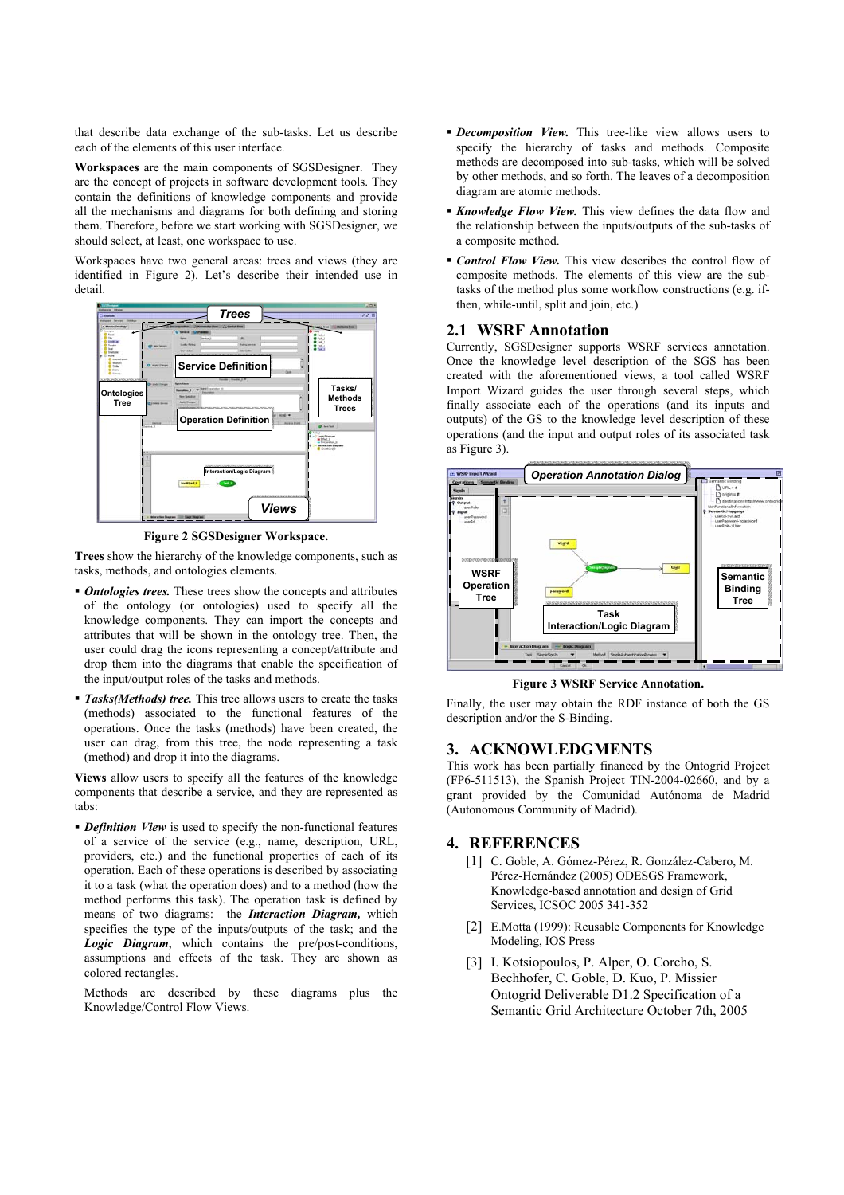that describe data exchange of the sub-tasks. Let us describe each of the elements of this user interface.

**Workspaces** are the main components of SGSDesigner. They are the concept of projects in software development tools. They contain the definitions of knowledge components and provide all the mechanisms and diagrams for both defining and storing them. Therefore, before we start working with SGSDesigner, we should select, at least, one workspace to use.

Workspaces have two general areas: trees and views (they are identified in Figure 2). Let's describe their intended use in detail.

Trees

Service Definition

Ontologies Tree

Tasks/ Methods Trees

Operation Definition

Interaction/Logic Diagram

Views

**Figure 2 SGSDesigner Workspace.**

**Trees** show the hierarchy of the knowledge components, such as tasks, methods, and ontologies elements.

- ***Ontologies trees.*** These trees show the concepts and attributes of the ontology (or ontologies) used to specify all the knowledge components. They can import the concepts and attributes that will be shown in the ontology tree. Then, the user could drag the icons representing a concept/attribute and drop them into the diagrams that enable the specification of the input/output roles of the tasks and methods.
- ***Tasks(Methods) tree.*** This tree allows users to create the tasks (methods) associated to the functional features of the operations. Once the tasks (methods) have been created, the user can drag, from this tree, the node representing a task (method) and drop it into the diagrams.

**Views** allow users to specify all the features of the knowledge components that describe a service, and they are represented as tabs:

- ***Definition View*** is used to specify the non-functional features of a service of the service (e.g., name, description, URL, providers, etc.) and the functional properties of each of its operation. Each of these operations is described by associating it to a task (what the operation does) and to a method (how the method performs this task). The operation task is defined by means of two diagrams: the ***Interaction Diagram,*** which specifies the type of the inputs/outputs of the task; and the ***Logic Diagram***, which contains the pre/post-conditions, assumptions and effects of the task. They are shown as colored rectangles.

  Methods are described by these diagrams plus the Knowledge/Control Flow Views.

- ***Decomposition View.*** This tree-like view allows users to specify the hierarchy of tasks and methods. Composite methods are decomposed into sub-tasks, which will be solved by other methods, and so forth. The leaves of a decomposition diagram are atomic methods.
- ***Knowledge Flow View.*** This view defines the data flow and the relationship between the inputs/outputs of the sub-tasks of a composite method.
- ***Control Flow View.*** This view describes the control flow of composite methods. The elements of this view are the sub-tasks of the method plus some workflow constructions (e.g. if-then, while-until, split and join, etc.)

## 2.1 WSRF Annotation

Currently, SGSDesigner supports WSRF services annotation. Once the knowledge level description of the SGS has been created with the aforementioned views, a tool called WSRF Import Wizard guides the user through several steps, which finally associate each of the operations (and its inputs and outputs) of the GS to the knowledge level description of these operations (and the input and output roles of its associated task as Figure 3).

Operation Annotation Dialog

WSRF Operation Tree

Task Interaction/Logic Diagram

Semantic Binding Tree

**Figure 3 WSRF Service Annotation.**

Finally, the user may obtain the RDF instance of both the GS description and/or the S-Binding.

# 3. ACKNOWLEDGMENTS

This work has been partially financed by the Ontogrid Project (FP6-511513), the Spanish Project TIN-2004-02660, and by a grant provided by the Comunidad Autónoma de Madrid (Autonomous Community of Madrid).

# 4. REFERENCES

[1] C. Goble, A. Gómez-Pérez, R. González-Cabero, M. Pérez-Hernández (2005) ODESGS Framework, Knowledge-based annotation and design of Grid Services, ICSOC 2005 341-352

[2] E.Motta (1999): Reusable Components for Knowledge Modeling, IOS Press

[3] I. Kotsiopoulos, P. Alper, O. Corcho, S. Bechhofer, C. Goble, D. Kuo, P. Missier Ontogrid Deliverable D1.2 Specification of a Semantic Grid Architecture October 7th, 2005